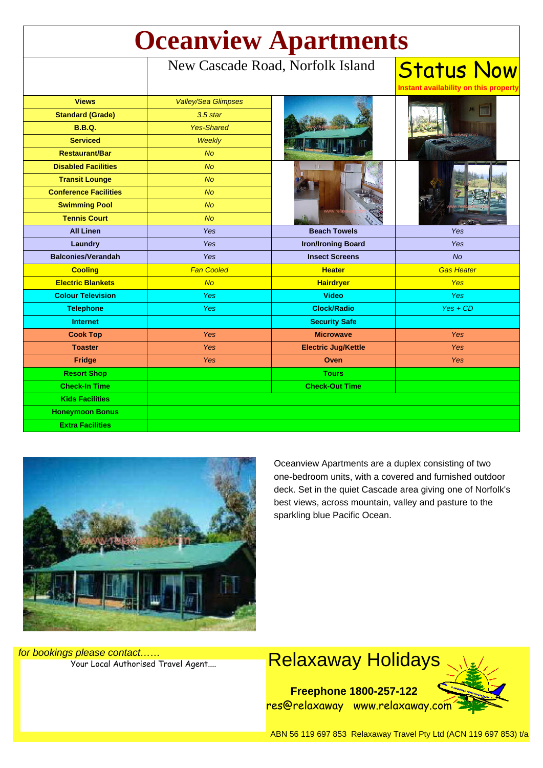# Oceanview Apartments

New Cascade Road, Norfolk Island

**Status Now**
**Instant availability on this property**

| Feature | Value | Feature | Value |
|---|---|---|---|
| **Views** | *Valley/Sea Glimpses* | | |
| **Standard (Grade)** | *3.5 star* | | |
| **B.B.Q.** | *Yes-Shared* | | |
| **Serviced** | *Weekly* | | |
| **Restaurant/Bar** | *No* | | |
| **Disabled Facilities** | *No* | | |
| **Transit Lounge** | *No* | | |
| **Conference Facilities** | *No* | | |
| **Swimming Pool** | *No* | | |
| **Tennis Court** | *No* | | |
| **All Linen** | *Yes* | **Beach Towels** | *Yes* |
| **Laundry** | *Yes* | **Iron/Ironing Board** | *Yes* |
| **Balconies/Verandah** | *Yes* | **Insect Screens** | *No* |
| **Cooling** | *Fan Cooled* | **Heater** | *Gas Heater* |
| **Electric Blankets** | *No* | **Hairdryer** | *Yes* |
| **Colour Television** | *Yes* | **Video** | *Yes* |
| **Telephone** | *Yes* | **Clock/Radio** | *Yes + CD* |
| **Internet** | | **Security Safe** | |
| **Cook Top** | *Yes* | **Microwave** | *Yes* |
| **Toaster** | *Yes* | **Electric Jug/Kettle** | *Yes* |
| **Fridge** | *Yes* | **Oven** | *Yes* |
| **Resort Shop** | | **Tours** | |
| **Check-In Time** | | **Check-Out Time** | |
| **Kids Facilities** | | | |
| **Honeymoon Bonus** | | | |
| **Extra Facilities** | | | |

Oceanview Apartments are a duplex consisting of two one-bedroom units, with a covered and furnished outdoor deck. Set in the quiet Cascade area giving one of Norfolk's best views, across mountain, valley and pasture to the sparkling blue Pacific Ocean.

*for bookings please contact……*

Your Local Authorised Travel Agent....

## Relaxaway Holidays

**Freephone 1800-257-122**

res@relaxaway www.relaxaway.com

ABN 56 119 697 853 Relaxaway Travel Pty Ltd (ACN 119 697 853) t/a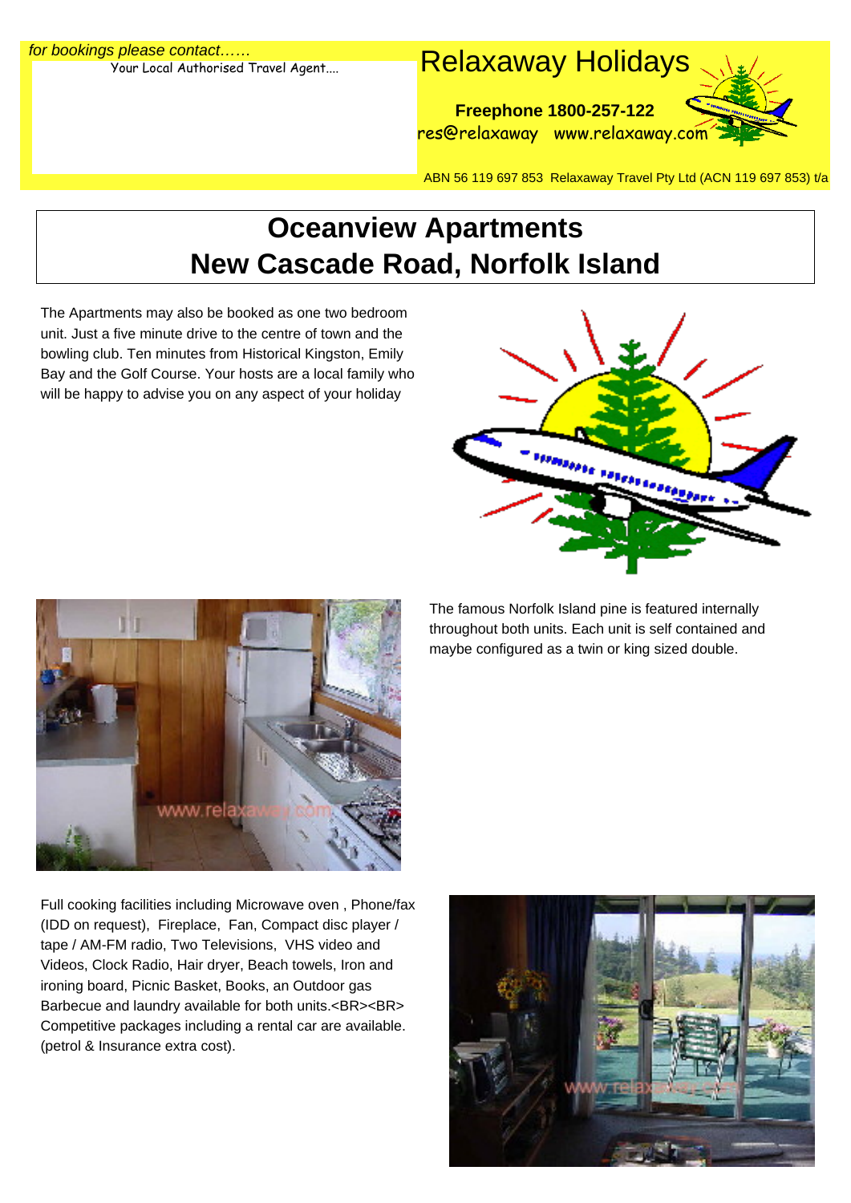*for bookings please contact……*

Your Local Authorised Travel Agent....

Relaxaway Holidays

**Freephone 1800-257-122**

res@relaxaway www.relaxaway.com

ABN 56 119 697 853 Relaxaway Travel Pty Ltd (ACN 119 697 853) t/a

# Oceanview Apartments
# New Cascade Road, Norfolk Island

The Apartments may also be booked as one two bedroom unit. Just a five minute drive to the centre of town and the bowling club. Ten minutes from Historical Kingston, Emily Bay and the Golf Course. Your hosts are a local family who will be happy to advise you on any aspect of your holiday

The famous Norfolk Island pine is featured internally throughout both units. Each unit is self contained and maybe configured as a twin or king sized double.

Full cooking facilities including Microwave oven , Phone/fax (IDD on request), Fireplace, Fan, Compact disc player / tape / AM-FM radio, Two Televisions, VHS video and Videos, Clock Radio, Hair dryer, Beach towels, Iron and ironing board, Picnic Basket, Books, an Outdoor gas Barbecue and laundry available for both units.<BR><BR> Competitive packages including a rental car are available. (petrol & Insurance extra cost).